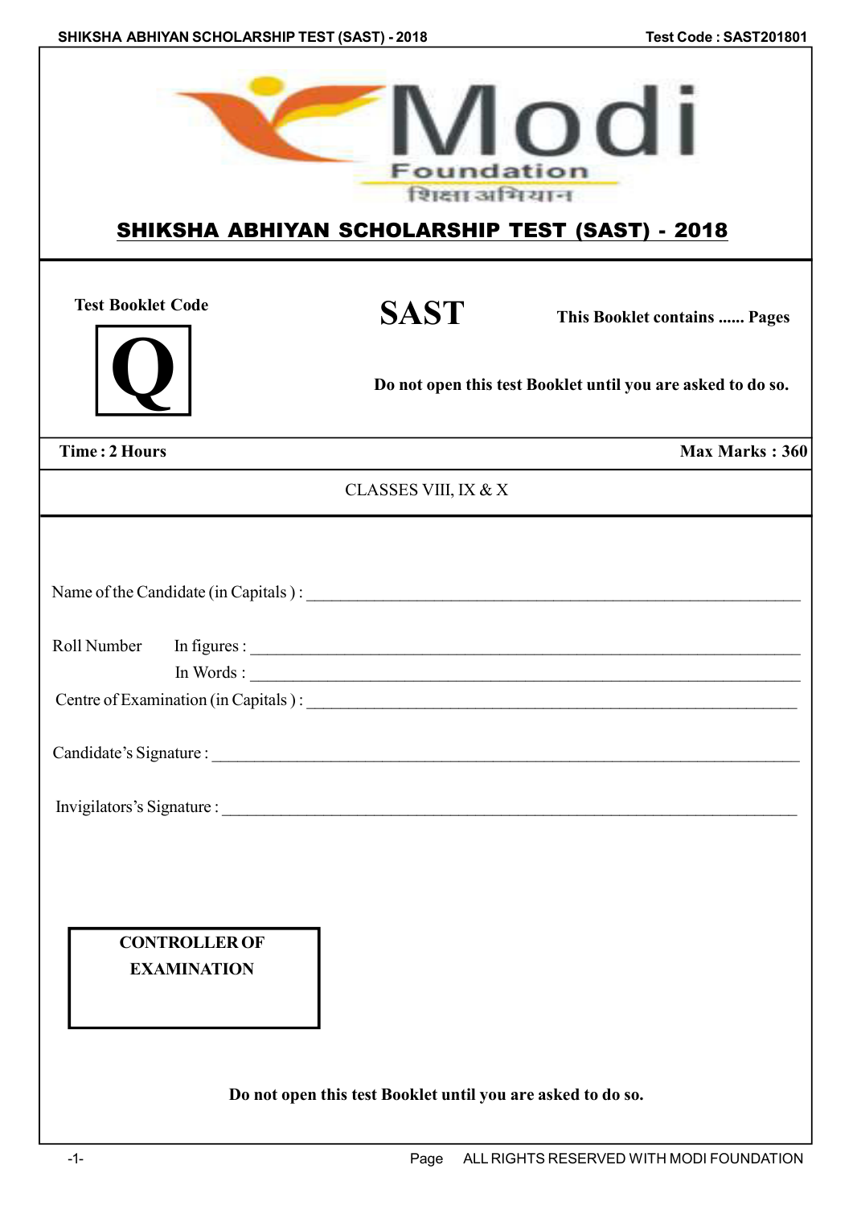Modi Foundation

शिक्षा अभियान

# SHIKSHA ABHIYAN SCHOLARSHIP TEST (SAST) - 2018

**Test Booklet Code**

**Q**

# SAST

**This Booklet contains ...... Pages**

**Do not open this test Booklet until you are asked to do so.**

**Time : 2 Hours** | **Max Marks : 360**

CLASSES VIII, IX & X

Name of the Candidate (in Capitals ) : ____________________________________________

Roll Number In figures : ____________________________________________

In Words : ____________________________________________

Centre of Examination (in Capitals ) : ____________________________________________

Candidate's Signature : ____________________________________________

Invigilators's Signature : ____________________________________________

**CONTROLLER OF EXAMINATION**

**Do not open this test Booklet until you are asked to do so.**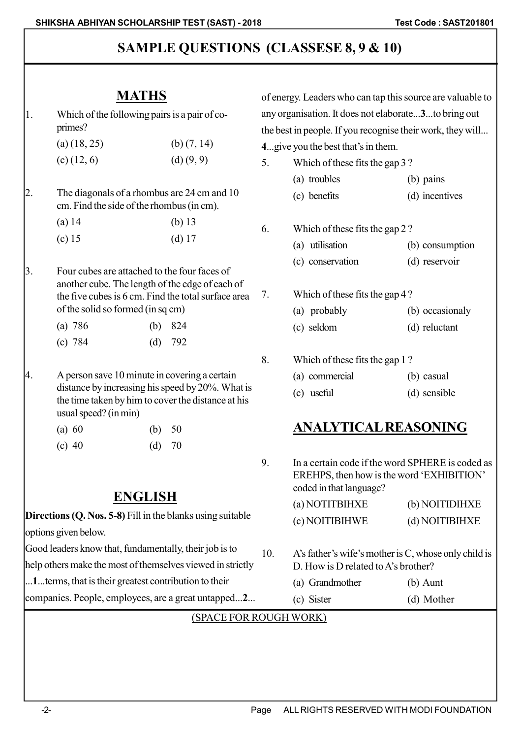# SAMPLE QUESTIONS (CLASSESE 8, 9 & 10)

## MATHS

1. Which of the following pairs is a pair of co-primes?

   (a) (18, 25) (b) (7, 14)
   (c) (12, 6) (d) (9, 9)

2. The diagonals of a rhombus are 24 cm and 10 cm. Find the side of the rhombus (in cm).

   (a) 14 (b) 13
   (c) 15 (d) 17

3. Four cubes are attached to the four faces of another cube. The length of the edge of each of the five cubes is 6 cm. Find the total surface area of the solid so formed (in sq cm)

   (a) 786 (b) 824
   (c) 784 (d) 792

4. A person save 10 minute in covering a certain distance by increasing his speed by 20%. What is the time taken by him to cover the distance at his usual speed? (in min)

   (a) 60 (b) 50
   (c) 40 (d) 70

## ENGLISH

**Directions (Q. Nos. 5-8)** Fill in the blanks using suitable options given below.

Good leaders know that, fundamentally, their job is to help others make the most of themselves viewed in strictly ...**1**...terms, that is their greatest contribution to their companies. People, employees, are a great untapped...**2**... of energy. Leaders who can tap this source are valuable to any organisation. It does not elaborate...**3**...to bring out the best in people. If you recognise their work, they will... **4**...give you the best that's in them.

5. Which of these fits the gap 3 ?

   (a) troubles (b) pains
   (c) benefits (d) incentives

6. Which of these fits the gap 2 ?

   (a) utilisation (b) consumption
   (c) conservation (d) reservoir

7. Which of these fits the gap 4 ?

   (a) probably (b) occasionaly
   (c) seldom (d) reluctant

8. Which of these fits the gap 1 ?

   (a) commercial (b) casual
   (c) useful (d) sensible

## ANALYTICAL REASONING

9. In a certain code if the word SPHERE is coded as EREHPS, then how is the word 'EXHIBITION' coded in that language?

   (a) NOTITBIHXE (b) NOITIDIHXE
   (c) NOITIBIHWE (d) NOITIBIHXE

10. A's father's wife's mother is C, whose only child is D. How is D related to A's brother?

    (a) Grandmother (b) Aunt
    (c) Sister (d) Mother

(SPACE FOR ROUGH WORK)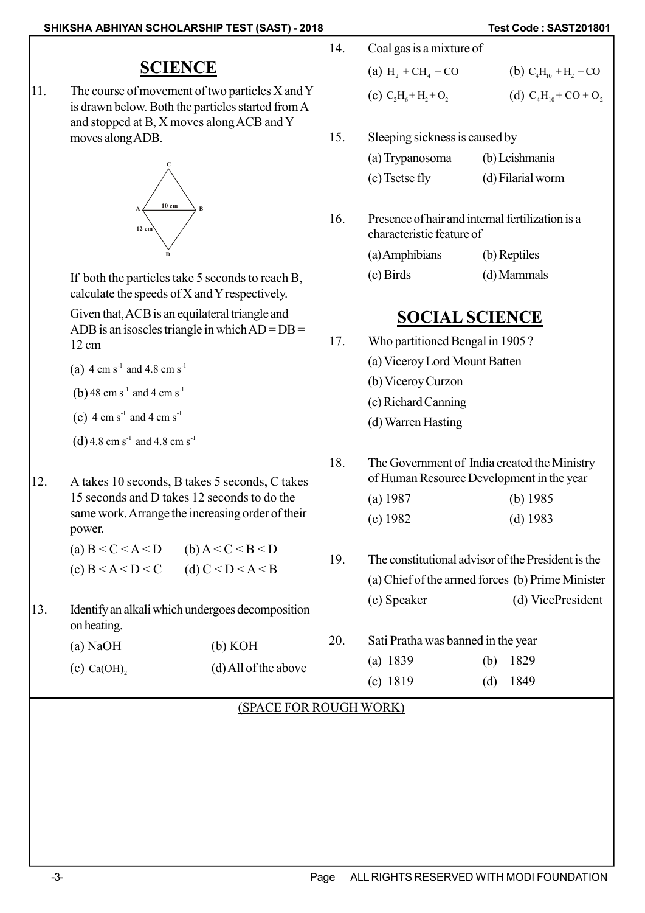## SCIENCE

11. The course of movement of two particles X and Y is drawn below. Both the particles started from A and stopped at B, X moves along ACB and Y moves along ADB.

C

A  10 cm  B

12 cm

D

If both the particles take 5 seconds to reach B, calculate the speeds of X and Y respectively.

Given that, ACB is an equilateral triangle and ADB is an isoscles triangle in which AD = DB = 12 cm

(a) $4\ cm\ s^{-1}$ and $4.8\ cm\ s^{-1}$

(b) $48\ cm\ s^{-1}$ and $4\ cm\ s^{-1}$

(c) $4\ cm\ s^{-1}$ and $4\ cm\ s^{-1}$

(d) $4.8\ cm\ s^{-1}$ and $4.8\ cm\ s^{-1}$

12. A takes 10 seconds, B takes 5 seconds, C takes 15 seconds and D takes 12 seconds to do the same work. Arrange the increasing order of their power.

(a) B < C < A < D  (b) A < C < B < D

(c) B < A < D < C  (d) C < D < A < B

13. Identify an alkali which undergoes decomposition on heating.

(a) NaOH  (b) KOH

(c) $Ca(OH)_2$  (d) All of the above

14. Coal gas is a mixture of

(a) $H_2 + CH_4 + CO$  (b) $C_4H_{10} + H_2 + CO$

(c) $C_2H_6 + H_2 + O_2$  (d) $C_4H_{10} + CO + O_2$

15. Sleeping sickness is caused by

(a) Trypanosoma  (b) Leishmania

(c) Tsetse fly  (d) Filarial worm

16. Presence of hair and internal fertilization is a characteristic feature of

(a) Amphibians  (b) Reptiles

(c) Birds  (d) Mammals

## SOCIAL SCIENCE

17. Who partitioned Bengal in 1905 ?

(a) Viceroy Lord Mount Batten

(b) Viceroy Curzon

(c) Richard Canning

(d) Warren Hasting

18. The Government of India created the Ministry of Human Resource Development in the year

(a) 1987  (b) 1985

(c) 1982  (d) 1983

19. The constitutional advisor of the President is the

(a) Chief of the armed forces (b) Prime Minister

(c) Speaker  (d) VicePresident

20. Sati Pratha was banned in the year

(a) 1839  (b) 1829

(c) 1819  (d) 1849

(SPACE FOR ROUGH WORK)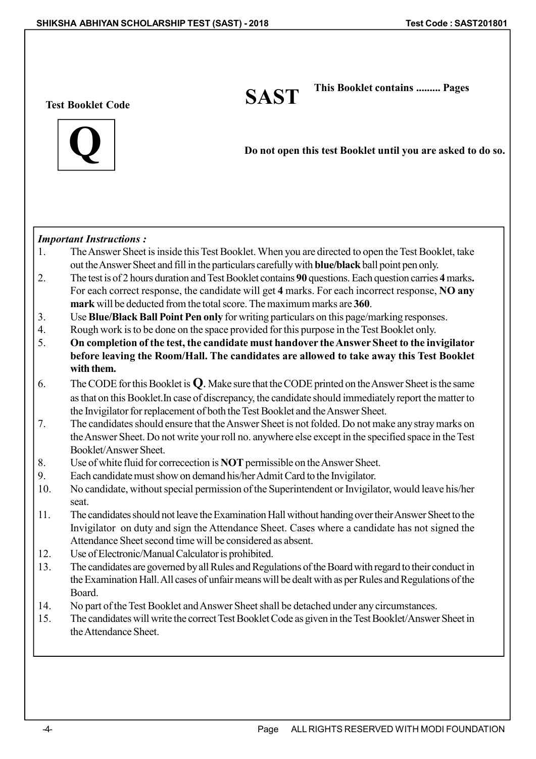Test Booklet Code

**Q**

# SAST

**This Booklet contains ......... Pages**

**Do not open this test Booklet until you are asked to do so.**

***Important Instructions :***

1. The Answer Sheet is inside this Test Booklet. When you are directed to open the Test Booklet, take out the Answer Sheet and fill in the particulars carefully with **blue/black** ball point pen only.
2. The test is of 2 hours duration and Test Booklet contains **90** questions. Each question carries **4** marks**.** For each correct response, the candidate will get **4** marks. For each incorrect response, **NO any mark** will be deducted from the total score. The maximum marks are **360**.
3. Use **Blue/Black Ball Point Pen only** for writing particulars on this page/marking responses.
4. Rough work is to be done on the space provided for this purpose in the Test Booklet only.
5. **On completion of the test, the candidate must handover the Answer Sheet to the invigilator before leaving the Room/Hall. The candidates are allowed to take away this Test Booklet with them.**
6. The CODE for this Booklet is **Q**. Make sure that the CODE printed on the Answer Sheet is the same as that on this Booklet.In case of discrepancy, the candidate should immediately report the matter to the Invigilator for replacement of both the Test Booklet and the Answer Sheet.
7. The candidates should ensure that the Answer Sheet is not folded. Do not make any stray marks on the Answer Sheet. Do not write your roll no. anywhere else except in the specified space in the Test Booklet/Answer Sheet.
8. Use of white fluid for correcection is **NOT** permissible on the Answer Sheet.
9. Each candidate must show on demand his/her Admit Card to the Invigilator.
10. No candidate, without special permission of the Superintendent or Invigilator, would leave his/her seat.
11. The candidates should not leave the Examination Hall without handing over their Answer Sheet to the Invigilator on duty and sign the Attendance Sheet. Cases where a candidate has not signed the Attendance Sheet second time will be considered as absent.
12. Use of Electronic/Manual Calculator is prohibited.
13. The candidates are governed by all Rules and Regulations of the Board with regard to their conduct in the Examination Hall. All cases of unfair means will be dealt with as per Rules and Regulations of the Board.
14. No part of the Test Booklet and Answer Sheet shall be detached under any circumstances.
15. The candidates will write the correct Test Booklet Code as given in the Test Booklet/Answer Sheet in the Attendance Sheet.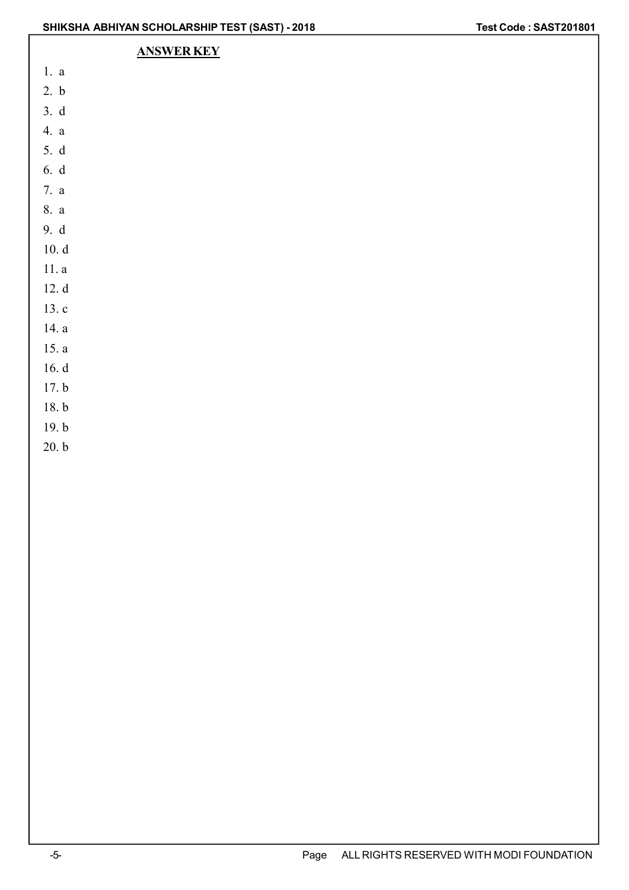## ANSWER KEY

1. a
2. b
3. d
4. a
5. d
6. d
7. a
8. a
9. d
10. d
11. a
12. d
13. c
14. a
15. a
16. d
17. b
18. b
19. b
20. b